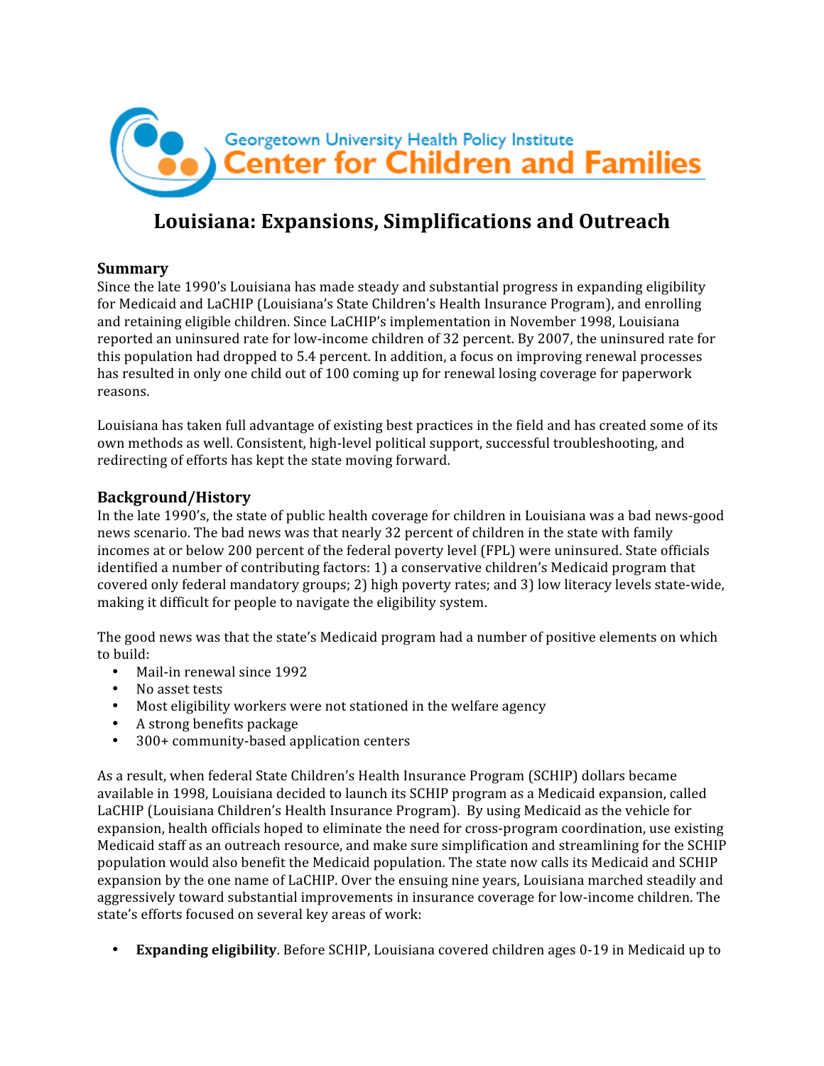Georgetown University Health Policy Institute
Center for Children and Families

# Louisiana: Expansions, Simplifications and Outreach

## Summary

Since the late 1990's Louisiana has made steady and substantial progress in expanding eligibility for Medicaid and LaCHIP (Louisiana's State Children's Health Insurance Program), and enrolling and retaining eligible children. Since LaCHIP's implementation in November 1998, Louisiana reported an uninsured rate for low-income children of 32 percent. By 2007, the uninsured rate for this population had dropped to 5.4 percent. In addition, a focus on improving renewal processes has resulted in only one child out of 100 coming up for renewal losing coverage for paperwork reasons.

Louisiana has taken full advantage of existing best practices in the field and has created some of its own methods as well. Consistent, high-level political support, successful troubleshooting, and redirecting of efforts has kept the state moving forward.

## Background/History

In the late 1990's, the state of public health coverage for children in Louisiana was a bad news-good news scenario. The bad news was that nearly 32 percent of children in the state with family incomes at or below 200 percent of the federal poverty level (FPL) were uninsured. State officials identified a number of contributing factors: 1) a conservative children's Medicaid program that covered only federal mandatory groups; 2) high poverty rates; and 3) low literacy levels state-wide, making it difficult for people to navigate the eligibility system.

The good news was that the state's Medicaid program had a number of positive elements on which to build:

- Mail-in renewal since 1992
- No asset tests
- Most eligibility workers were not stationed in the welfare agency
- A strong benefits package
- 300+ community-based application centers

As a result, when federal State Children's Health Insurance Program (SCHIP) dollars became available in 1998, Louisiana decided to launch its SCHIP program as a Medicaid expansion, called LaCHIP (Louisiana Children's Health Insurance Program). By using Medicaid as the vehicle for expansion, health officials hoped to eliminate the need for cross-program coordination, use existing Medicaid staff as an outreach resource, and make sure simplification and streamlining for the SCHIP population would also benefit the Medicaid population. The state now calls its Medicaid and SCHIP expansion by the one name of LaCHIP. Over the ensuing nine years, Louisiana marched steadily and aggressively toward substantial improvements in insurance coverage for low-income children. The state's efforts focused on several key areas of work:

- **Expanding eligibility**. Before SCHIP, Louisiana covered children ages 0-19 in Medicaid up to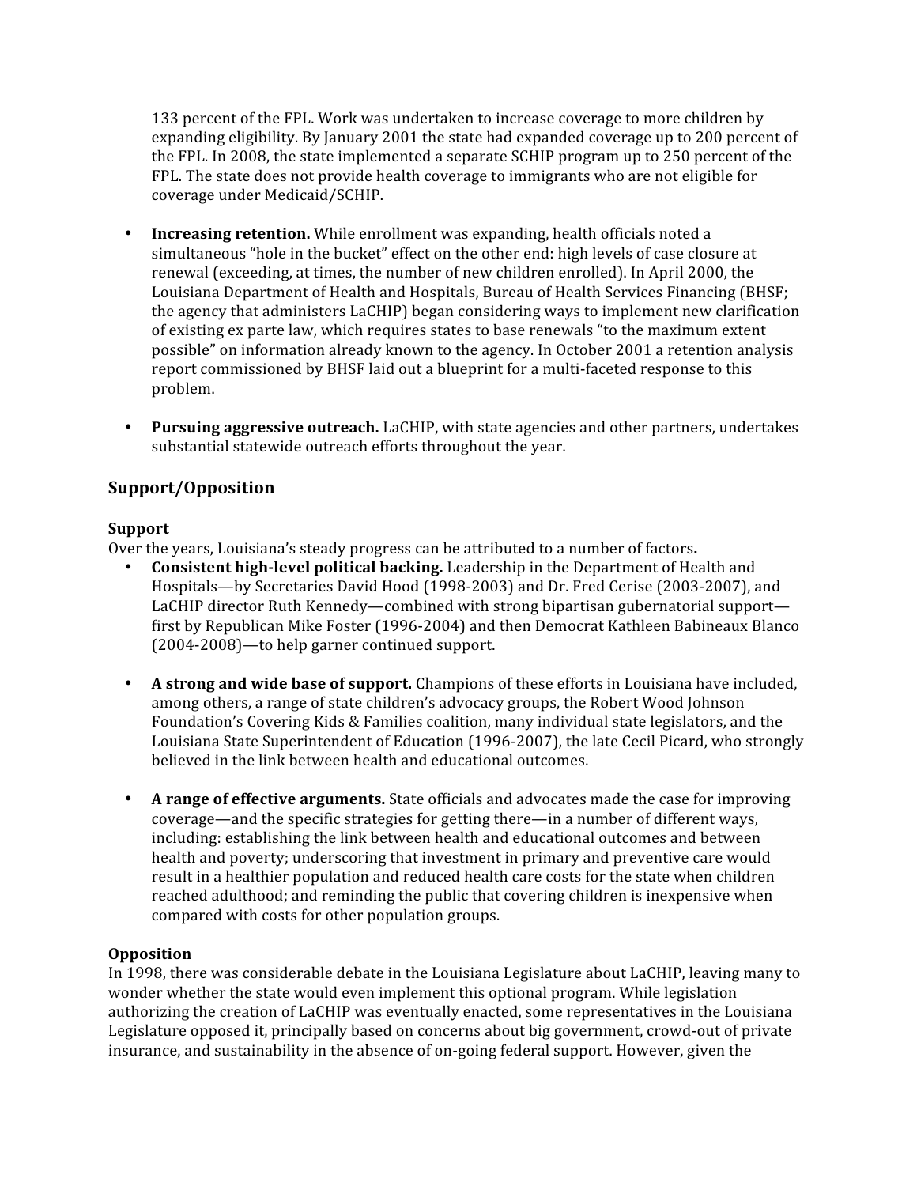133 percent of the FPL. Work was undertaken to increase coverage to more children by expanding eligibility. By January 2001 the state had expanded coverage up to 200 percent of the FPL. In 2008, the state implemented a separate SCHIP program up to 250 percent of the FPL. The state does not provide health coverage to immigrants who are not eligible for coverage under Medicaid/SCHIP.

- **Increasing retention.** While enrollment was expanding, health officials noted a simultaneous "hole in the bucket" effect on the other end: high levels of case closure at renewal (exceeding, at times, the number of new children enrolled). In April 2000, the Louisiana Department of Health and Hospitals, Bureau of Health Services Financing (BHSF; the agency that administers LaCHIP) began considering ways to implement new clarification of existing ex parte law, which requires states to base renewals "to the maximum extent possible" on information already known to the agency. In October 2001 a retention analysis report commissioned by BHSF laid out a blueprint for a multi-faceted response to this problem.

- **Pursuing aggressive outreach.** LaCHIP, with state agencies and other partners, undertakes substantial statewide outreach efforts throughout the year.

## Support/Opposition

### Support

Over the years, Louisiana's steady progress can be attributed to a number of factors**.**

- **Consistent high-level political backing.** Leadership in the Department of Health and Hospitals—by Secretaries David Hood (1998-2003) and Dr. Fred Cerise (2003-2007), and LaCHIP director Ruth Kennedy—combined with strong bipartisan gubernatorial support—first by Republican Mike Foster (1996-2004) and then Democrat Kathleen Babineaux Blanco (2004-2008)—to help garner continued support.

- **A strong and wide base of support.** Champions of these efforts in Louisiana have included, among others, a range of state children's advocacy groups, the Robert Wood Johnson Foundation's Covering Kids & Families coalition, many individual state legislators, and the Louisiana State Superintendent of Education (1996-2007), the late Cecil Picard, who strongly believed in the link between health and educational outcomes.

- **A range of effective arguments.** State officials and advocates made the case for improving coverage—and the specific strategies for getting there—in a number of different ways, including: establishing the link between health and educational outcomes and between health and poverty; underscoring that investment in primary and preventive care would result in a healthier population and reduced health care costs for the state when children reached adulthood; and reminding the public that covering children is inexpensive when compared with costs for other population groups.

### Opposition

In 1998, there was considerable debate in the Louisiana Legislature about LaCHIP, leaving many to wonder whether the state would even implement this optional program. While legislation authorizing the creation of LaCHIP was eventually enacted, some representatives in the Louisiana Legislature opposed it, principally based on concerns about big government, crowd-out of private insurance, and sustainability in the absence of on-going federal support. However, given the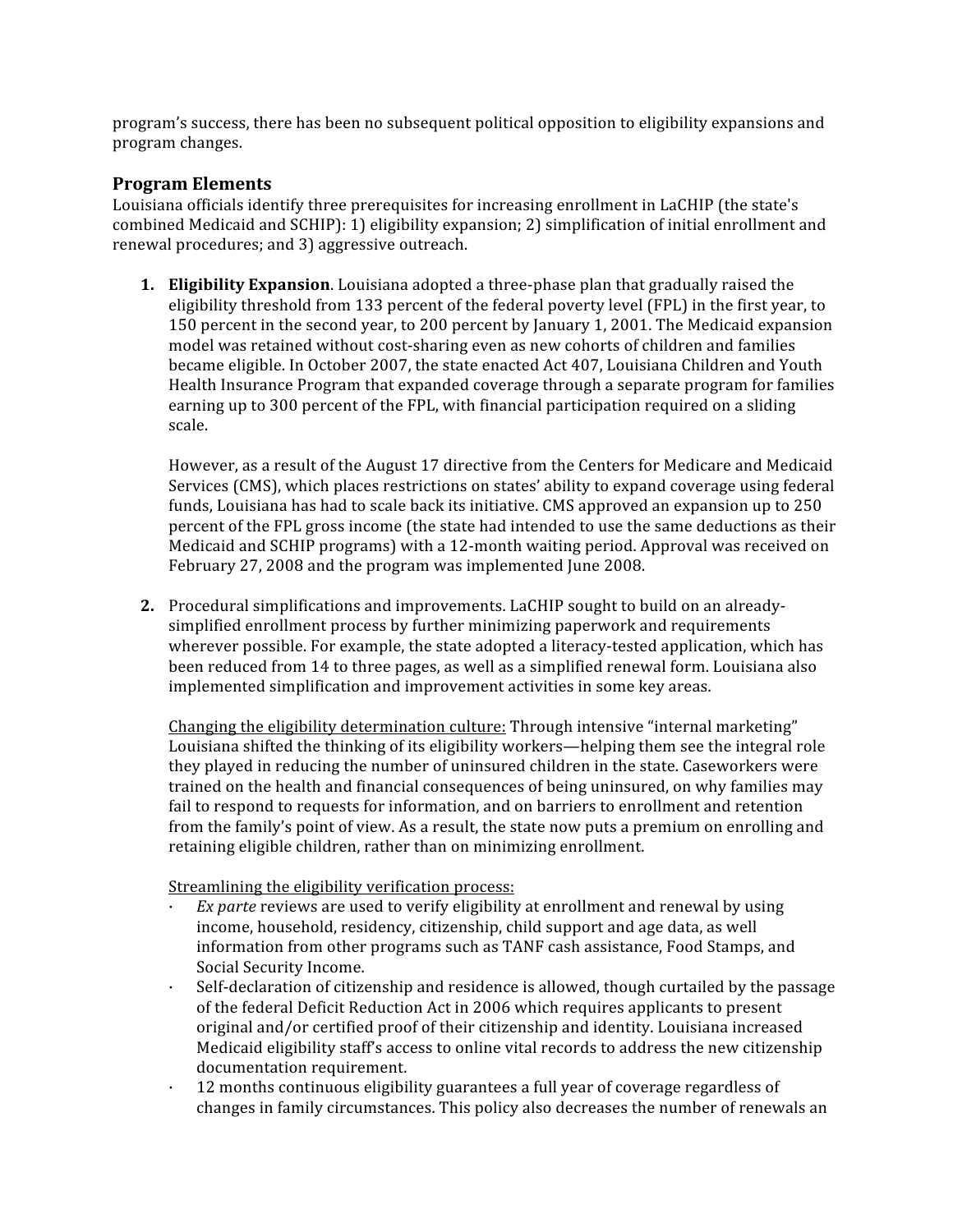program's success, there has been no subsequent political opposition to eligibility expansions and program changes.

## Program Elements

Louisiana officials identify three prerequisites for increasing enrollment in LaCHIP (the state's combined Medicaid and SCHIP): 1) eligibility expansion; 2) simplification of initial enrollment and renewal procedures; and 3) aggressive outreach.

1. **Eligibility Expansion**. Louisiana adopted a three-phase plan that gradually raised the eligibility threshold from 133 percent of the federal poverty level (FPL) in the first year, to 150 percent in the second year, to 200 percent by January 1, 2001. The Medicaid expansion model was retained without cost-sharing even as new cohorts of children and families became eligible. In October 2007, the state enacted Act 407, Louisiana Children and Youth Health Insurance Program that expanded coverage through a separate program for families earning up to 300 percent of the FPL, with financial participation required on a sliding scale.

   However, as a result of the August 17 directive from the Centers for Medicare and Medicaid Services (CMS), which places restrictions on states' ability to expand coverage using federal funds, Louisiana has had to scale back its initiative. CMS approved an expansion up to 250 percent of the FPL gross income (the state had intended to use the same deductions as their Medicaid and SCHIP programs) with a 12-month waiting period. Approval was received on February 27, 2008 and the program was implemented June 2008.

2. Procedural simplifications and improvements. LaCHIP sought to build on an already-simplified enrollment process by further minimizing paperwork and requirements wherever possible. For example, the state adopted a literacy-tested application, which has been reduced from 14 to three pages, as well as a simplified renewal form. Louisiana also implemented simplification and improvement activities in some key areas.

   <u>Changing the eligibility determination culture:</u> Through intensive "internal marketing" Louisiana shifted the thinking of its eligibility workers—helping them see the integral role they played in reducing the number of uninsured children in the state. Caseworkers were trained on the health and financial consequences of being uninsured, on why families may fail to respond to requests for information, and on barriers to enrollment and retention from the family's point of view. As a result, the state now puts a premium on enrolling and retaining eligible children, rather than on minimizing enrollment.

   <u>Streamlining the eligibility verification process:</u>

   - *Ex parte* reviews are used to verify eligibility at enrollment and renewal by using income, household, residency, citizenship, child support and age data, as well information from other programs such as TANF cash assistance, Food Stamps, and Social Security Income.
   - Self-declaration of citizenship and residence is allowed, though curtailed by the passage of the federal Deficit Reduction Act in 2006 which requires applicants to present original and/or certified proof of their citizenship and identity. Louisiana increased Medicaid eligibility staff's access to online vital records to address the new citizenship documentation requirement.
   - 12 months continuous eligibility guarantees a full year of coverage regardless of changes in family circumstances. This policy also decreases the number of renewals an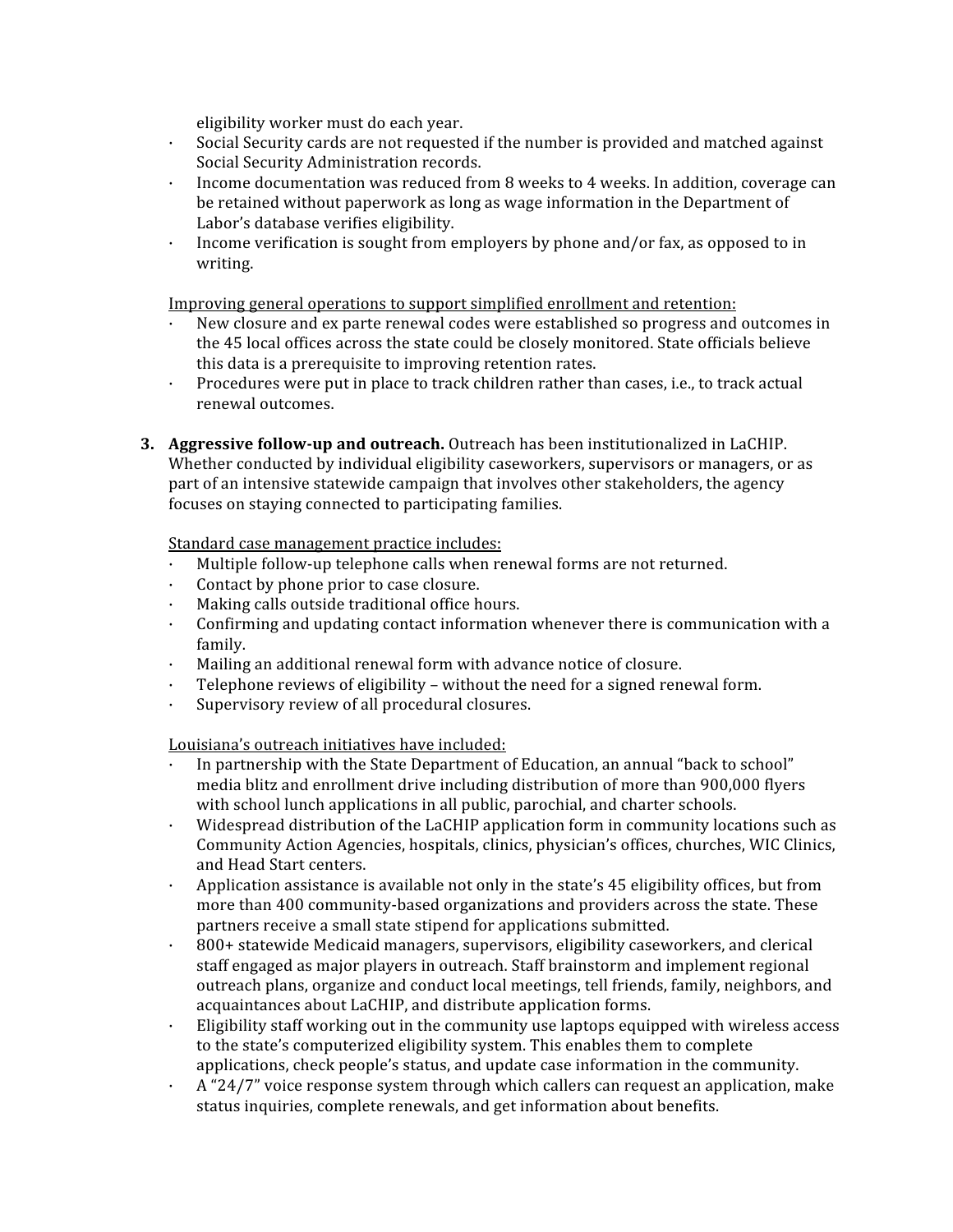eligibility worker must do each year.

- Social Security cards are not requested if the number is provided and matched against Social Security Administration records.
- Income documentation was reduced from 8 weeks to 4 weeks. In addition, coverage can be retained without paperwork as long as wage information in the Department of Labor's database verifies eligibility.
- Income verification is sought from employers by phone and/or fax, as opposed to in writing.

<u>Improving general operations to support simplified enrollment and retention:</u>

- New closure and ex parte renewal codes were established so progress and outcomes in the 45 local offices across the state could be closely monitored. State officials believe this data is a prerequisite to improving retention rates.
- Procedures were put in place to track children rather than cases, i.e., to track actual renewal outcomes.

3. **Aggressive follow-up and outreach.** Outreach has been institutionalized in LaCHIP. Whether conducted by individual eligibility caseworkers, supervisors or managers, or as part of an intensive statewide campaign that involves other stakeholders, the agency focuses on staying connected to participating families.

<u>Standard case management practice includes:</u>

- Multiple follow-up telephone calls when renewal forms are not returned.
- Contact by phone prior to case closure.
- Making calls outside traditional office hours.
- Confirming and updating contact information whenever there is communication with a family.
- Mailing an additional renewal form with advance notice of closure.
- Telephone reviews of eligibility – without the need for a signed renewal form.
- Supervisory review of all procedural closures.

<u>Louisiana's outreach initiatives have included:</u>

- In partnership with the State Department of Education, an annual "back to school" media blitz and enrollment drive including distribution of more than 900,000 flyers with school lunch applications in all public, parochial, and charter schools.
- Widespread distribution of the LaCHIP application form in community locations such as Community Action Agencies, hospitals, clinics, physician's offices, churches, WIC Clinics, and Head Start centers.
- Application assistance is available not only in the state's 45 eligibility offices, but from more than 400 community-based organizations and providers across the state. These partners receive a small state stipend for applications submitted.
- 800+ statewide Medicaid managers, supervisors, eligibility caseworkers, and clerical staff engaged as major players in outreach. Staff brainstorm and implement regional outreach plans, organize and conduct local meetings, tell friends, family, neighbors, and acquaintances about LaCHIP, and distribute application forms.
- Eligibility staff working out in the community use laptops equipped with wireless access to the state's computerized eligibility system. This enables them to complete applications, check people's status, and update case information in the community.
- A "24/7" voice response system through which callers can request an application, make status inquiries, complete renewals, and get information about benefits.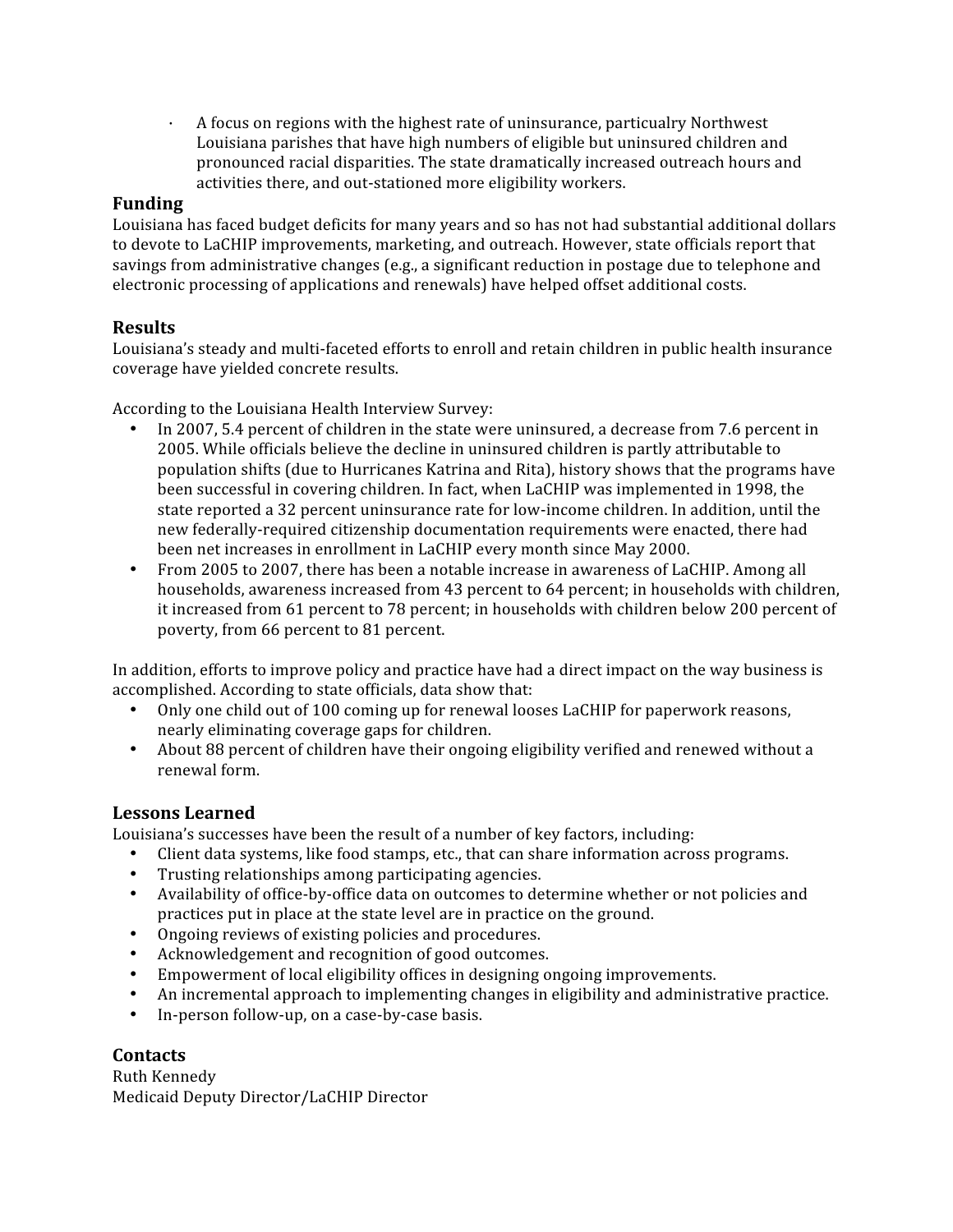- A focus on regions with the highest rate of uninsurance, particualry Northwest Louisiana parishes that have high numbers of eligible but uninsured children and pronounced racial disparities. The state dramatically increased outreach hours and activities there, and out-stationed more eligibility workers.

### Funding

Louisiana has faced budget deficits for many years and so has not had substantial additional dollars to devote to LaCHIP improvements, marketing, and outreach. However, state officials report that savings from administrative changes (e.g., a significant reduction in postage due to telephone and electronic processing of applications and renewals) have helped offset additional costs.

### Results

Louisiana's steady and multi-faceted efforts to enroll and retain children in public health insurance coverage have yielded concrete results.

According to the Louisiana Health Interview Survey:

- In 2007, 5.4 percent of children in the state were uninsured, a decrease from 7.6 percent in 2005. While officials believe the decline in uninsured children is partly attributable to population shifts (due to Hurricanes Katrina and Rita), history shows that the programs have been successful in covering children. In fact, when LaCHIP was implemented in 1998, the state reported a 32 percent uninsurance rate for low-income children. In addition, until the new federally-required citizenship documentation requirements were enacted, there had been net increases in enrollment in LaCHIP every month since May 2000.
- From 2005 to 2007, there has been a notable increase in awareness of LaCHIP. Among all households, awareness increased from 43 percent to 64 percent; in households with children, it increased from 61 percent to 78 percent; in households with children below 200 percent of poverty, from 66 percent to 81 percent.

In addition, efforts to improve policy and practice have had a direct impact on the way business is accomplished. According to state officials, data show that:

- Only one child out of 100 coming up for renewal looses LaCHIP for paperwork reasons, nearly eliminating coverage gaps for children.
- About 88 percent of children have their ongoing eligibility verified and renewed without a renewal form.

### Lessons Learned

Louisiana's successes have been the result of a number of key factors, including:

- Client data systems, like food stamps, etc., that can share information across programs.
- Trusting relationships among participating agencies.
- Availability of office-by-office data on outcomes to determine whether or not policies and practices put in place at the state level are in practice on the ground.
- Ongoing reviews of existing policies and procedures.
- Acknowledgement and recognition of good outcomes.
- Empowerment of local eligibility offices in designing ongoing improvements.
- An incremental approach to implementing changes in eligibility and administrative practice.
- In-person follow-up, on a case-by-case basis.

### Contacts

Ruth Kennedy
Medicaid Deputy Director/LaCHIP Director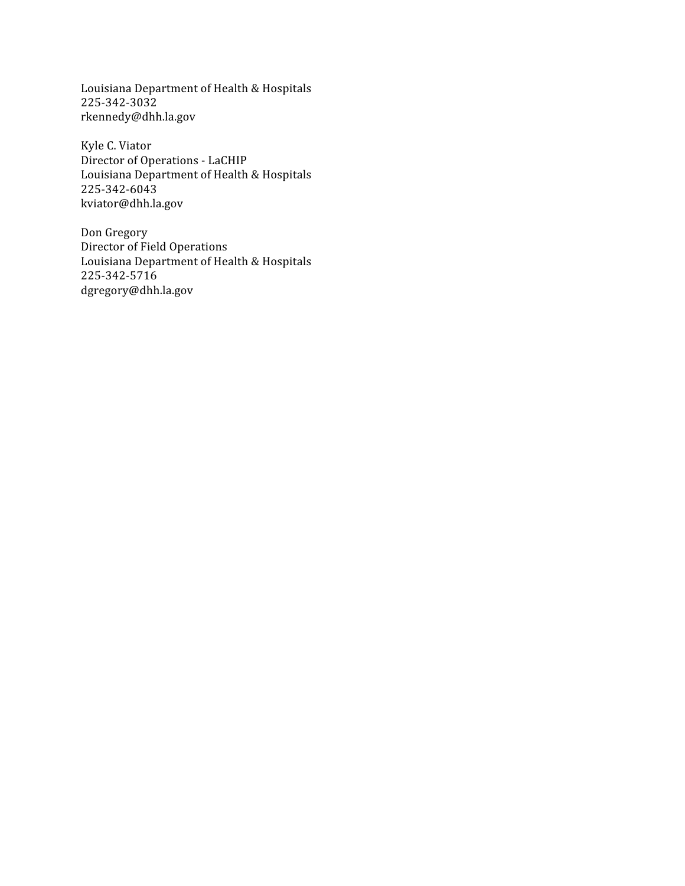Louisiana Department of Health & Hospitals  
225-342-3032  
rkennedy@dhh.la.gov

Kyle C. Viator  
Director of Operations - LaCHIP  
Louisiana Department of Health & Hospitals  
225-342-6043  
kviator@dhh.la.gov

Don Gregory  
Director of Field Operations  
Louisiana Department of Health & Hospitals  
225-342-5716  
dgregory@dhh.la.gov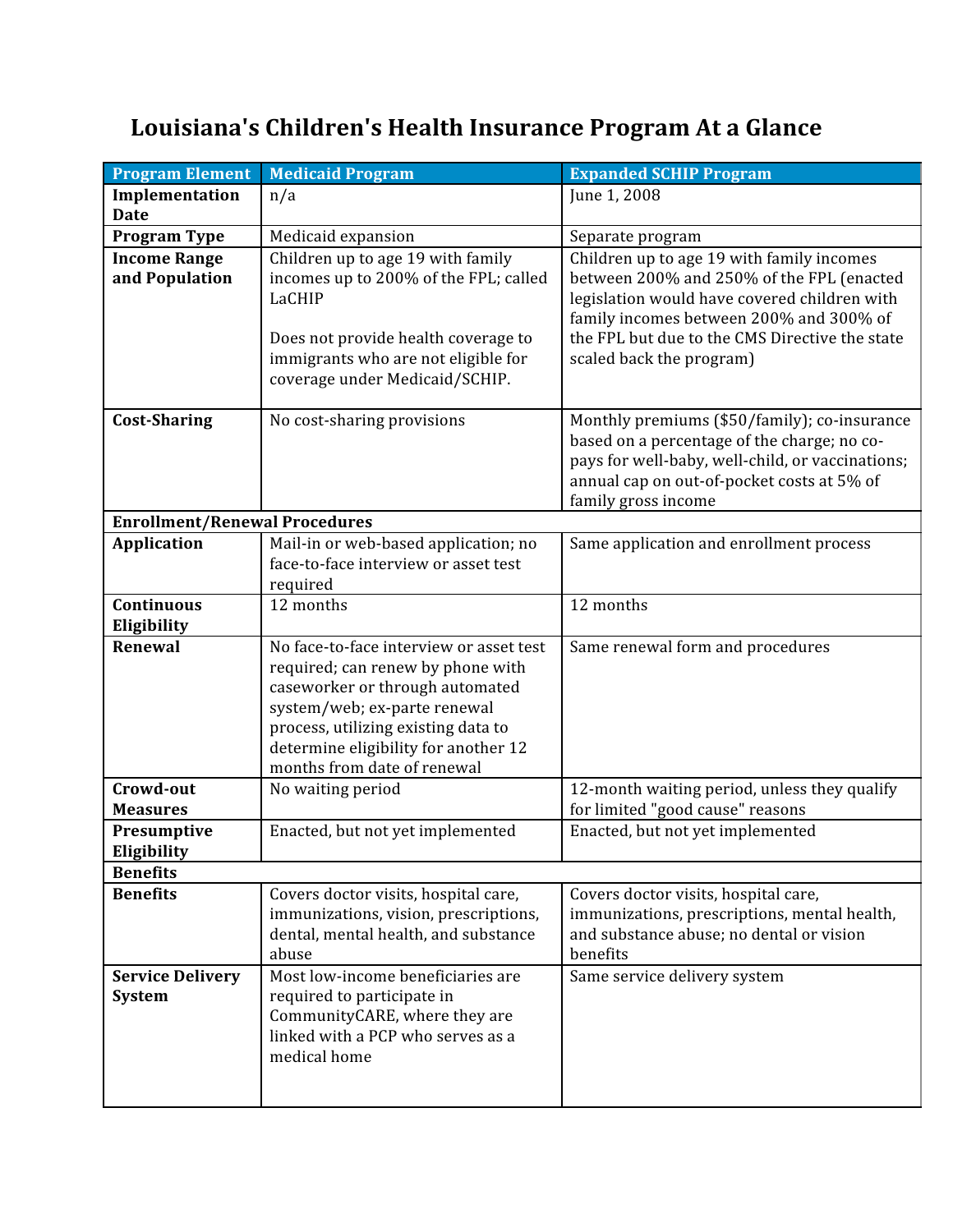# Louisiana's Children's Health Insurance Program At a Glance

| Program Element | Medicaid Program | Expanded SCHIP Program |
|---|---|---|
| **Implementation Date** | n/a | June 1, 2008 |
| **Program Type** | Medicaid expansion | Separate program |
| **Income Range and Population** | Children up to age 19 with family incomes up to 200% of the FPL; called LaCHIP<br><br>Does not provide health coverage to immigrants who are not eligible for coverage under Medicaid/SCHIP. | Children up to age 19 with family incomes between 200% and 250% of the FPL (enacted legislation would have covered children with family incomes between 200% and 300% of the FPL but due to the CMS Directive the state scaled back the program) |
| **Cost-Sharing** | No cost-sharing provisions | Monthly premiums ($50/family); co-insurance based on a percentage of the charge; no co-pays for well-baby, well-child, or vaccinations; annual cap on out-of-pocket costs at 5% of family gross income |
| **Enrollment/Renewal Procedures** | | |
| **Application** | Mail-in or web-based application; no face-to-face interview or asset test required | Same application and enrollment process |
| **Continuous Eligibility** | 12 months | 12 months |
| **Renewal** | No face-to-face interview or asset test required; can renew by phone with caseworker or through automated system/web; ex-parte renewal process, utilizing existing data to determine eligibility for another 12 months from date of renewal | Same renewal form and procedures |
| **Crowd-out Measures** | No waiting period | 12-month waiting period, unless they qualify for limited "good cause" reasons |
| **Presumptive Eligibility** | Enacted, but not yet implemented | Enacted, but not yet implemented |
| **Benefits** | | |
| **Benefits** | Covers doctor visits, hospital care, immunizations, vision, prescriptions, dental, mental health, and substance abuse | Covers doctor visits, hospital care, immunizations, prescriptions, mental health, and substance abuse; no dental or vision benefits |
| **Service Delivery System** | Most low-income beneficiaries are required to participate in CommunityCARE, where they are linked with a PCP who serves as a medical home | Same service delivery system |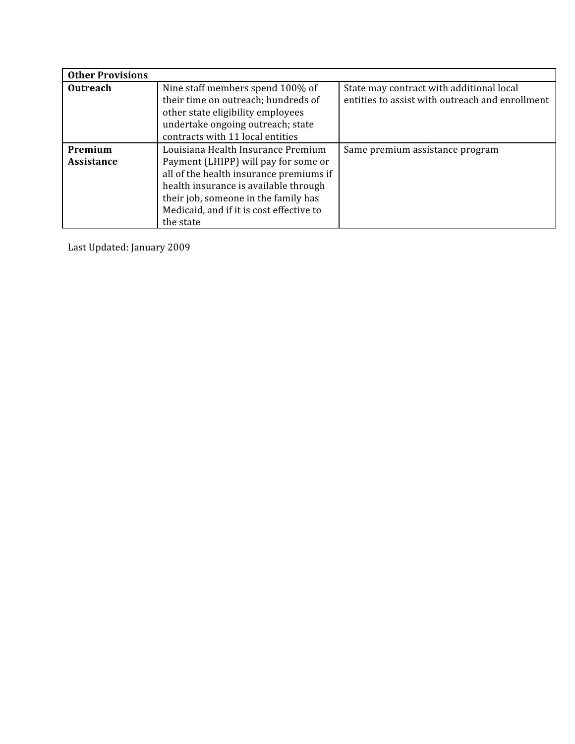| **Other Provisions** | | |
|---|---|---|
| **Outreach** | Nine staff members spend 100% of their time on outreach; hundreds of other state eligibility employees undertake ongoing outreach; state contracts with 11 local entities | State may contract with additional local entities to assist with outreach and enrollment |
| **Premium Assistance** | Louisiana Health Insurance Premium Payment (LHIPP) will pay for some or all of the health insurance premiums if health insurance is available through their job, someone in the family has Medicaid, and if it is cost effective to the state | Same premium assistance program |

Last Updated: January 2009